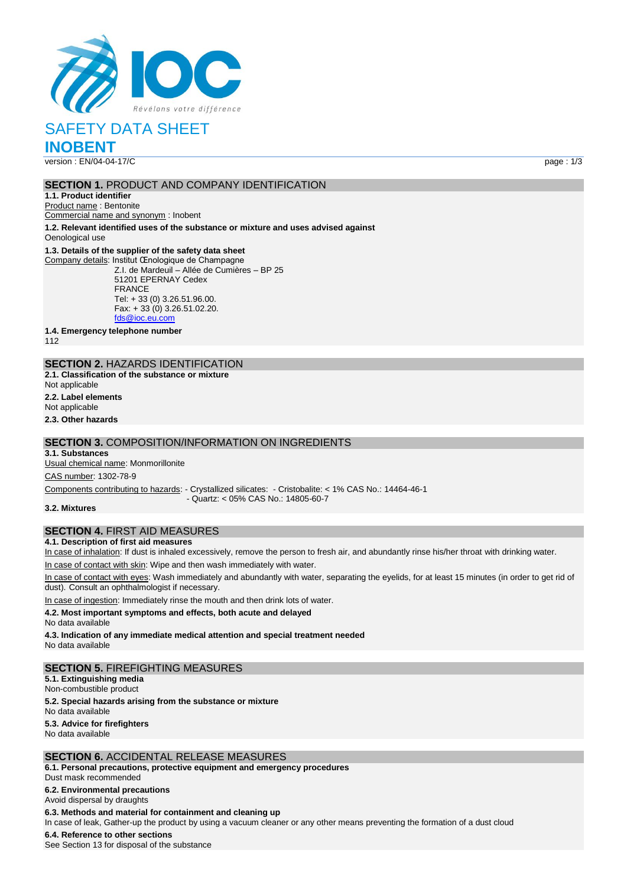# SAFETY DATA SHEET

# INOBENT

version : EN/04-04-17/C

## SECTION 1. PRODUCT AND COMPANY IDENTIFICATION

**1.1. Product identifier**

Product name : Bentonite

Commercial name and synonym : Inobent

**1.2. Relevant identified uses of the substance or mixture and uses advised against**

Oenological use

**1.3. Details of the supplier of the safety data sheet**

Company details: Institut Œnologique de Champagne
Z.I. de Mardeuil – Allée de Cumières – BP 25
51201 EPERNAY Cedex
FRANCE
Tel: + 33 (0) 3.26.51.96.00.
Fax: + 33 (0) 3.26.51.02.20.
fds@ioc.eu.com

**1.4. Emergency telephone number**

112

## SECTION 2. HAZARDS IDENTIFICATION

**2.1. Classification of the substance or mixture**

Not applicable

**2.2. Label elements**

Not applicable

**2.3. Other hazards**

## SECTION 3. COMPOSITION/INFORMATION ON INGREDIENTS

**3.1. Substances**

Usual chemical name: Monmorillonite

CAS number: 1302-78-9

Components contributing to hazards: - Crystallized silicates: - Cristobalite: < 1% CAS No.: 14464-46-1
- Quartz: < 05% CAS No.: 14805-60-7

**3.2. Mixtures**

## SECTION 4. FIRST AID MEASURES

**4.1. Description of first aid measures**

In case of inhalation: If dust is inhaled excessively, remove the person to fresh air, and abundantly rinse his/her throat with drinking water.

In case of contact with skin: Wipe and then wash immediately with water.

In case of contact with eyes: Wash immediately and abundantly with water, separating the eyelids, for at least 15 minutes (in order to get rid of dust). Consult an ophthalmologist if necessary.

In case of ingestion: Immediately rinse the mouth and then drink lots of water.

**4.2. Most important symptoms and effects, both acute and delayed**

No data available

**4.3. Indication of any immediate medical attention and special treatment needed**

No data available

## SECTION 5. FIREFIGHTING MEASURES

**5.1. Extinguishing media**

Non-combustible product

**5.2. Special hazards arising from the substance or mixture**

No data available

**5.3. Advice for firefighters**

No data available

## SECTION 6. ACCIDENTAL RELEASE MEASURES

**6.1. Personal precautions, protective equipment and emergency procedures**

Dust mask recommended

**6.2. Environmental precautions**

Avoid dispersal by draughts

**6.3. Methods and material for containment and cleaning up**

In case of leak, Gather-up the product by using a vacuum cleaner or any other means preventing the formation of a dust cloud

**6.4. Reference to other sections**

See Section 13 for disposal of the substance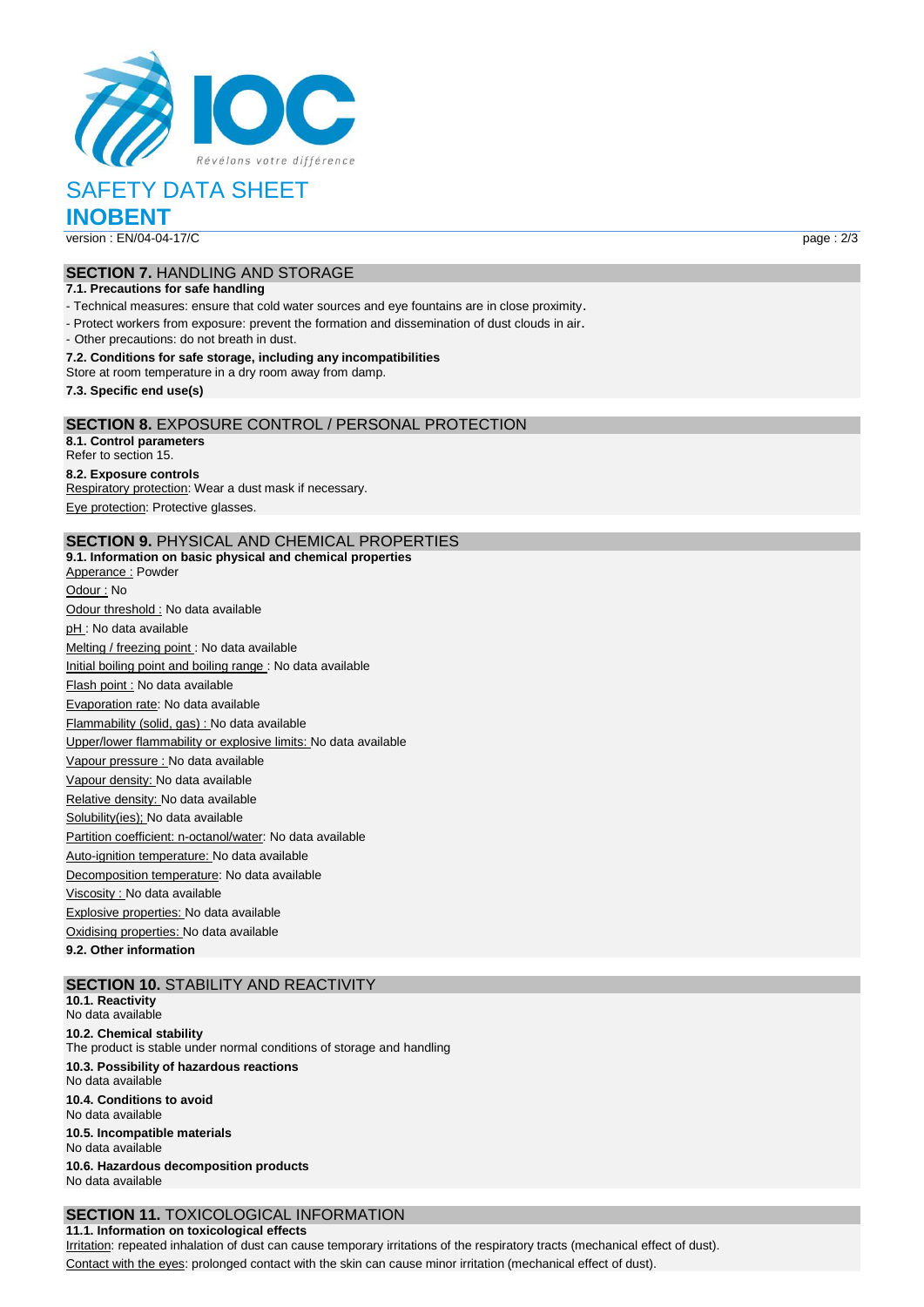# SAFETY DATA SHEET

## INOBENT

version : EN/04-04-17/C

## SECTION 7. HANDLING AND STORAGE

**7.1. Precautions for safe handling**

- Technical measures: ensure that cold water sources and eye fountains are in close proximity.
- Protect workers from exposure: prevent the formation and dissemination of dust clouds in air.
- Other precautions: do not breath in dust.

**7.2. Conditions for safe storage, including any incompatibilities**

Store at room temperature in a dry room away from damp.

**7.3. Specific end use(s)**

## SECTION 8. EXPOSURE CONTROL / PERSONAL PROTECTION

**8.1. Control parameters**

Refer to section 15.

**8.2. Exposure controls**

Respiratory protection: Wear a dust mask if necessary.

Eye protection: Protective glasses.

## SECTION 9. PHYSICAL AND CHEMICAL PROPERTIES

**9.1. Information on basic physical and chemical properties**

Apperance : Powder

Odour : No

Odour threshold : No data available

pH : No data available

Melting / freezing point : No data available

Initial boiling point and boiling range : No data available

Flash point : No data available

Evaporation rate: No data available

Flammability (solid, gas) : No data available

Upper/lower flammability or explosive limits: No data available

Vapour pressure : No data available

Vapour density: No data available

Relative density: No data available

Solubility(ies); No data available

Partition coefficient: n-octanol/water: No data available

Auto-ignition temperature: No data available

Decomposition temperature: No data available

Viscosity : No data available

Explosive properties: No data available

Oxidising properties: No data available

**9.2. Other information**

## SECTION 10. STABILITY AND REACTIVITY

**10.1. Reactivity**

No data available

**10.2. Chemical stability**

The product is stable under normal conditions of storage and handling

**10.3. Possibility of hazardous reactions**

No data available

**10.4. Conditions to avoid**

No data available

**10.5. Incompatible materials**

No data available

**10.6. Hazardous decomposition products**

No data available

## SECTION 11. TOXICOLOGICAL INFORMATION

**11.1. Information on toxicological effects**

Irritation: repeated inhalation of dust can cause temporary irritations of the respiratory tracts (mechanical effect of dust).

Contact with the eyes: prolonged contact with the skin can cause minor irritation (mechanical effect of dust).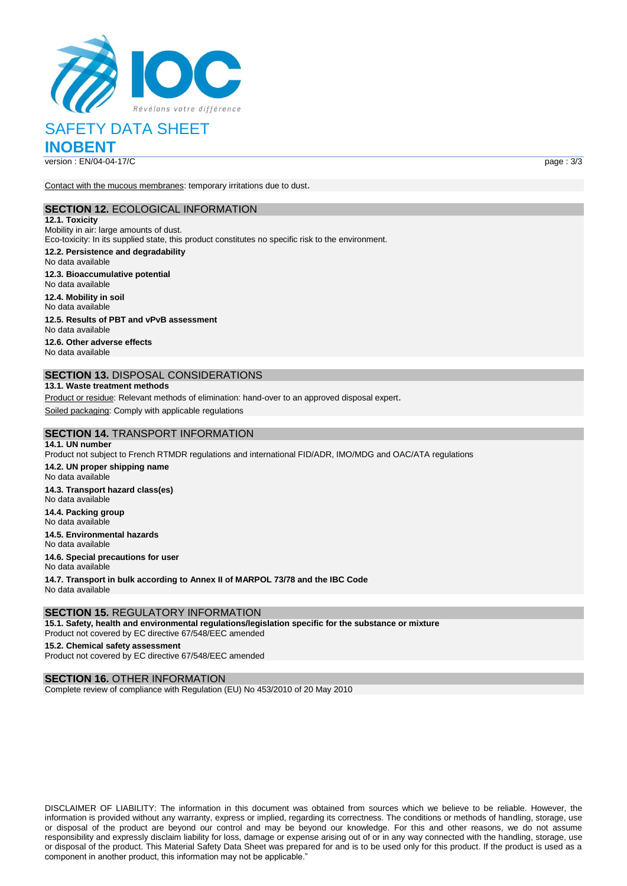Contact with the mucous membranes: temporary irritations due to dust.

## SECTION 12. ECOLOGICAL INFORMATION

**12.1. Toxicity**

Mobility in air: large amounts of dust.

Eco-toxicity: In its supplied state, this product constitutes no specific risk to the environment.

**12.2. Persistence and degradability**

No data available

**12.3. Bioaccumulative potential**

No data available

**12.4. Mobility in soil**

No data available

**12.5. Results of PBT and vPvB assessment**

No data available

**12.6. Other adverse effects**

No data available

## SECTION 13. DISPOSAL CONSIDERATIONS

**13.1. Waste treatment methods**

Product or residue: Relevant methods of elimination: hand-over to an approved disposal expert.

Soiled packaging: Comply with applicable regulations

## SECTION 14. TRANSPORT INFORMATION

**14.1. UN number**

Product not subject to French RTMDR regulations and international FID/ADR, IMO/MDG and OAC/ATA regulations

**14.2. UN proper shipping name**

No data available

**14.3. Transport hazard class(es)**

No data available

**14.4. Packing group**

No data available

**14.5. Environmental hazards**

No data available

**14.6. Special precautions for user**

No data available

**14.7. Transport in bulk according to Annex II of MARPOL 73/78 and the IBC Code**

No data available

## SECTION 15. REGULATORY INFORMATION

**15.1. Safety, health and environmental regulations/legislation specific for the substance or mixture**

Product not covered by EC directive 67/548/EEC amended

**15.2. Chemical safety assessment**

Product not covered by EC directive 67/548/EEC amended

## SECTION 16. OTHER INFORMATION

Complete review of compliance with Regulation (EU) No 453/2010 of 20 May 2010

DISCLAIMER OF LIABILITY: The information in this document was obtained from sources which we believe to be reliable. However, the information is provided without any warranty, express or implied, regarding its correctness. The conditions or methods of handling, storage, use or disposal of the product are beyond our control and may be beyond our knowledge. For this and other reasons, we do not assume responsibility and expressly disclaim liability for loss, damage or expense arising out of or in any way connected with the handling, storage, use or disposal of the product. This Material Safety Data Sheet was prepared for and is to be used only for this product. If the product is used as a component in another product, this information may not be applicable."